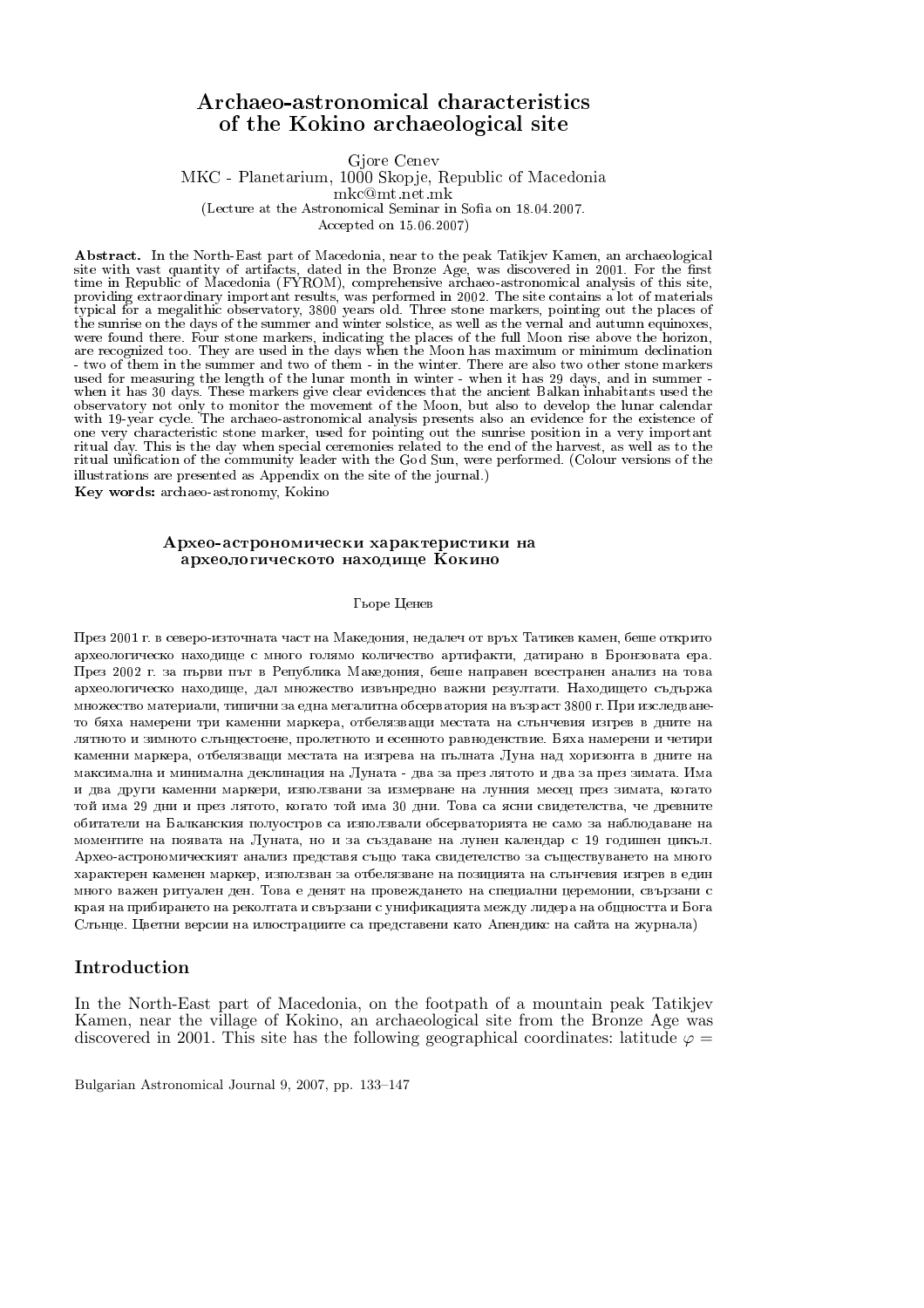# Archaeo-astronomical characteristics of the Kokino archaeological site

Gjore Cenev
MKC - Planetarium, 1000 Skopje, Republic of Macedonia
mkc@mt.net.mk
(Lecture at the Astronomical Seminar in Sofia on 18.04.2007.
Accepted on 15.06.2007)

**Abstract.** In the North-East part of Macedonia, near to the peak Tatikjev Kamen, an archaeological site with vast quantity of artifacts, dated in the Bronze Age, was discovered in 2001. For the first time in Republic of Macedonia (FYROM), comprehensive archaeo-astronomical analysis of this site, providing extraordinary important results, was performed in 2002. The site contains a lot of materials typical for a megalithic observatory, 3800 years old. Three stone markers, pointing out the places of the sunrise on the days of the summer and winter solstice, as well as the vernal and autumn equinoxes, were found there. Four stone markers, indicating the places of the full Moon rise above the horizon, are recognized too. They are used in the days when the Moon has maximum or minimum declination - two of them in the summer and two of them - in the winter. There are also two other stone markers used for measuring the length of the lunar month in winter - when it has 29 days, and in summer - when it has 30 days. These markers give clear evidences that the ancient Balkan inhabitants used the observatory not only to monitor the movement of the Moon, but also to develop the lunar calendar with 19-year cycle. The archaeo-astronomical analysis presents also an evidence for the existence of one very characteristic stone marker, used for pointing out the sunrise position in a very important ritual day. This is the day when special ceremonies related to the end of the harvest, as well as to the ritual unification of the community leader with the God Sun, were performed. (Colour versions of the illustrations are presented as Appendix on the site of the journal.)

**Key words:** archaeo-astronomy, Kokino

## Археo-астрономически характеристики на археологическото находище Кокино

Гьоре Ценев

През 2001 г. в северо-източната част на Македония, недалеч от връх Татикев камен, беше открито археологическо находище с много голямо количество артифакти, датирано в Бронзовата ера. През 2002 г. за първи път в Република Македония, беше направен всестранен анализ на това археологическо находище, дал множество извънредно важни резултати. Находището съдържа множество материали, типични за една мегалитна обсерватория на възраст 3800 г. При изследването бяха намерени три каменни маркера, отбелязващи местата на слънчевия изгрев в дните на лятното и зимното слънцестоене, пролетното и есенното равноденствие. Бяха намерени и четири каменни маркера, отбелязващи местата на изгрева на пълната Луна над хоризонта в дните на максимална и минимална деклинация на Луната - два за през лятото и два за през зимата. Има и два други каменни маркери, използвани за измерване на лунния месец през зимата, когато той има 29 дни и през лятото, когато той има 30 дни. Това са ясни свидетелства, че древните обитатели на Балканския полуостров са използвали обсерваторията не само за наблюдаване на моментите на появата на Луната, но и за създаване на лунен календар с 19 годишен цикъл. Архео-астрономическият анализ представя също така свидетелство за съществуването на много характерен каменен маркер, използван за отбелязване на позицията на слънчевия изгрев в един много важен ритуален ден. Това е денят на провеждането на специални церемонии, свързани с края на прибирането на реколтата и свързани с унификацията между лидера на общността и Бога Слънце. Цветни версии на илюстрациите са представени като Апендикс на сайта на журнала)

## Introduction

In the North-East part of Macedonia, on the footpath of a mountain peak Tatikjev Kamen, near the village of Kokino, an archaeological site from the Bronze Age was discovered in 2001. This site has the following geographical coordinates: latitude $\varphi =$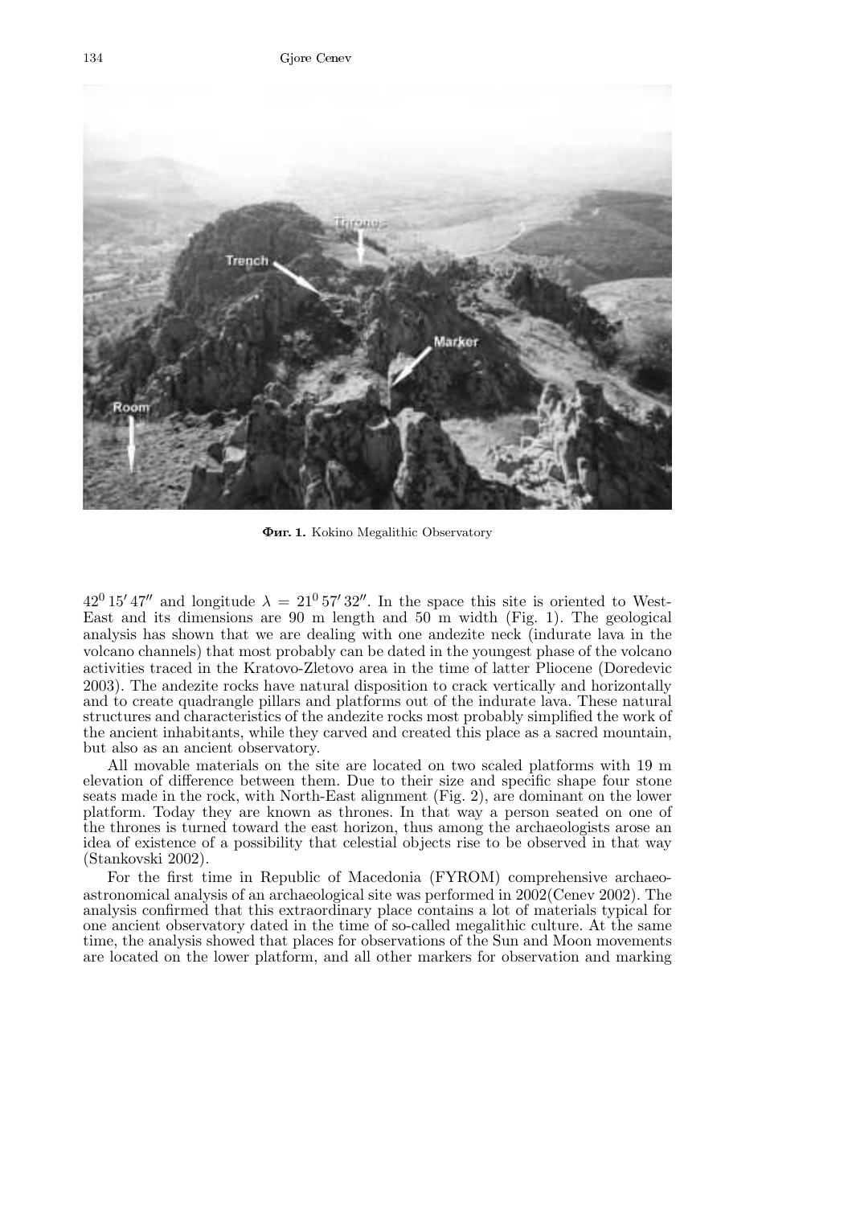Фиг. 1. Kokino Megalithic Observatory

$42^0\,15'\,47''$ and longitude $\lambda = 21^0\,57'\,32''$. In the space this site is oriented to West-East and its dimensions are 90 m length and 50 m width (Fig. 1). The geological analysis has shown that we are dealing with one andezite neck (indurate lava in the volcano channels) that most probably can be dated in the youngest phase of the volcano activities traced in the Kratovo-Zletovo area in the time of latter Pliocene (Doredevic 2003). The andezite rocks have natural disposition to crack vertically and horizontally and to create quadrangle pillars and platforms out of the indurate lava. These natural structures and characteristics of the andezite rocks most probably simplified the work of the ancient inhabitants, while they carved and created this place as a sacred mountain, but also as an ancient observatory.

All movable materials on the site are located on two scaled platforms with 19 m elevation of difference between them. Due to their size and specific shape four stone seats made in the rock, with North-East alignment (Fig. 2), are dominant on the lower platform. Today they are known as thrones. In that way a person seated on one of the thrones is turned toward the east horizon, thus among the archaeologists arose an idea of existence of a possibility that celestial objects rise to be observed in that way (Stankovski 2002).

For the first time in Republic of Macedonia (FYROM) comprehensive archaeo-astronomical analysis of an archaeological site was performed in 2002(Cenev 2002). The analysis confirmed that this extraordinary place contains a lot of materials typical for one ancient observatory dated in the time of so-called megalithic culture. At the same time, the analysis showed that places for observations of the Sun and Moon movements are located on the lower platform, and all other markers for observation and marking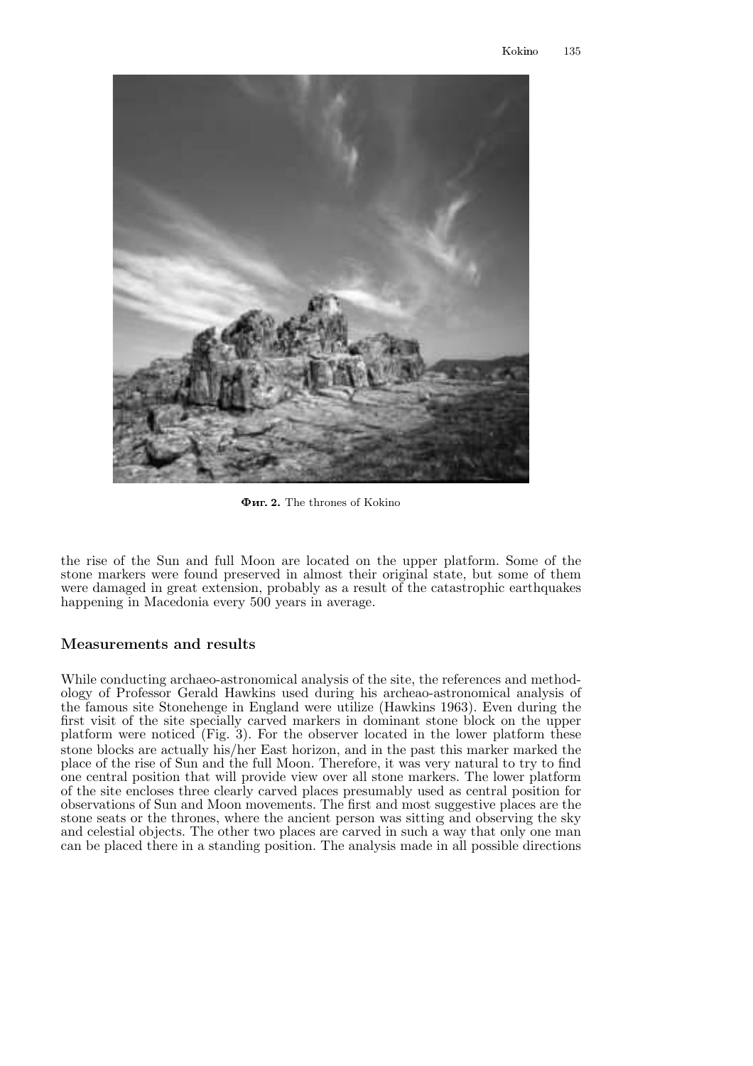**Фиг. 2.** The thrones of Kokino

the rise of the Sun and full Moon are located on the upper platform. Some of the stone markers were found preserved in almost their original state, but some of them were damaged in great extension, probably as a result of the catastrophic earthquakes happening in Macedonia every 500 years in average.

## Measurements and results

While conducting archaeo-astronomical analysis of the site, the references and methodology of Professor Gerald Hawkins used during his archeao-astronomical analysis of the famous site Stonehenge in England were utilize (Hawkins 1963). Even during the first visit of the site specially carved markers in dominant stone block on the upper platform were noticed (Fig. 3). For the observer located in the lower platform these stone blocks are actually his/her East horizon, and in the past this marker marked the place of the rise of Sun and the full Moon. Therefore, it was very natural to try to find one central position that will provide view over all stone markers. The lower platform of the site encloses three clearly carved places presumably used as central position for observations of Sun and Moon movements. The first and most suggestive places are the stone seats or the thrones, where the ancient person was sitting and observing the sky and celestial objects. The other two places are carved in such a way that only one man can be placed there in a standing position. The analysis made in all possible directions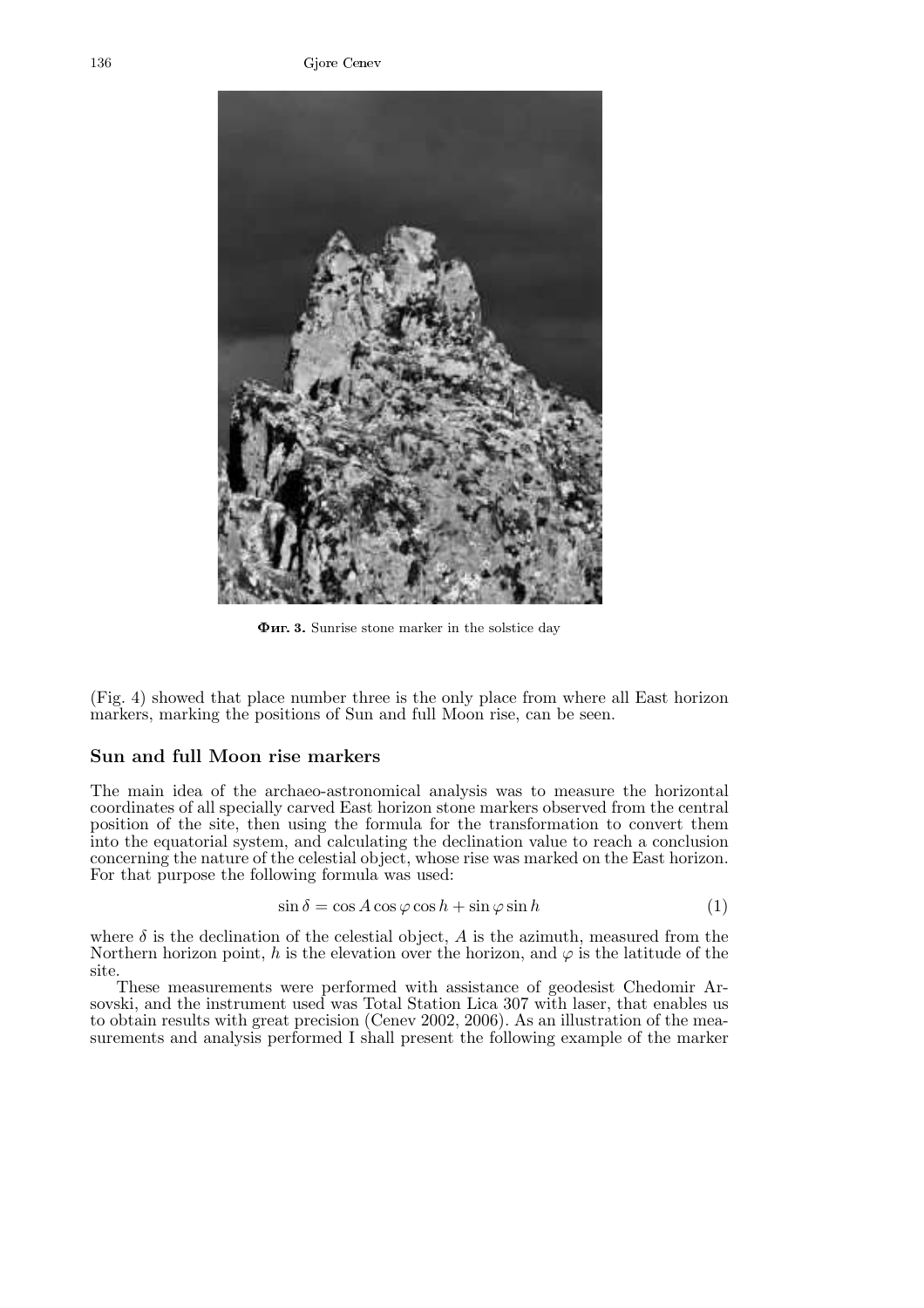**Фиг. 3.** Sunrise stone marker in the solstice day

(Fig. 4) showed that place number three is the only place from where all East horizon markers, marking the positions of Sun and full Moon rise, can be seen.

## Sun and full Moon rise markers

The main idea of the archaeo-astronomical analysis was to measure the horizontal coordinates of all specially carved East horizon stone markers observed from the central position of the site, then using the formula for the transformation to convert them into the equatorial system, and calculating the declination value to reach a conclusion concerning the nature of the celestial object, whose rise was marked on the East horizon. For that purpose the following formula was used:

$$\sin\delta = \cos A \cos\varphi \cos h + \sin\varphi \sin h \tag{1}$$

where $\delta$ is the declination of the celestial object, $A$ is the azimuth, measured from the Northern horizon point, $h$ is the elevation over the horizon, and $\varphi$ is the latitude of the site.

These measurements were performed with assistance of geodesist Chedomir Arsovski, and the instrument used was Total Station Lica 307 with laser, that enables us to obtain results with great precision (Cenev 2002, 2006). As an illustration of the measurements and analysis performed I shall present the following example of the marker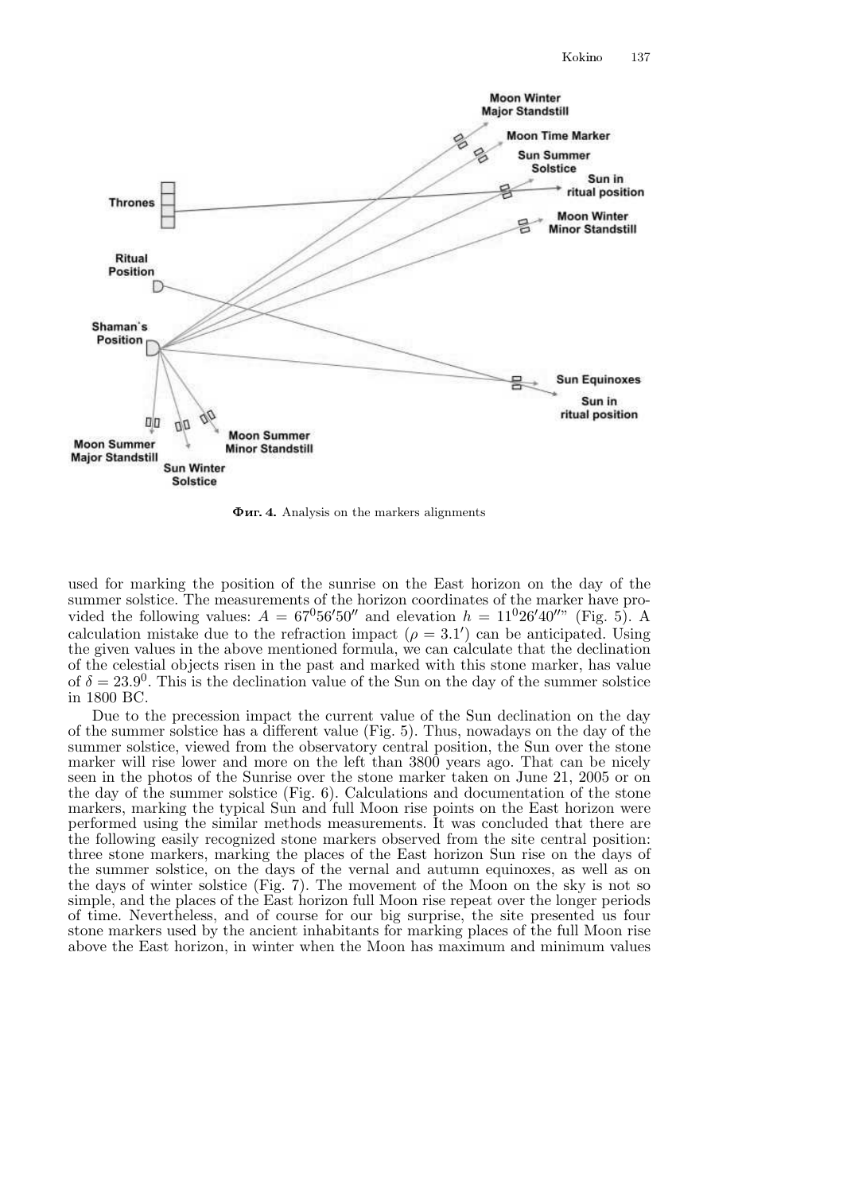**Фиг. 4.** Analysis on the markers alignments

used for marking the position of the sunrise on the East horizon on the day of the summer solstice. The measurements of the horizon coordinates of the marker have provided the following values: $A = 67^0 56' 50''$ and elevation $h = 11^0 26' 40''$ (Fig. 5). A calculation mistake due to the refraction impact ($\rho = 3.1'$) can be anticipated. Using the given values in the above mentioned formula, we can calculate that the declination of the celestial objects risen in the past and marked with this stone marker, has value of $\delta = 23.9^0$. This is the declination value of the Sun on the day of the summer solstice in 1800 BC.

Due to the precession impact the current value of the Sun declination on the day of the summer solstice has a different value (Fig. 5). Thus, nowadays on the day of the summer solstice, viewed from the observatory central position, the Sun over the stone marker will rise lower and more on the left than 3800 years ago. That can be nicely seen in the photos of the Sunrise over the stone marker taken on June 21, 2005 or on the day of the summer solstice (Fig. 6). Calculations and documentation of the stone markers, marking the typical Sun and full Moon rise points on the East horizon were performed using the similar methods measurements. It was concluded that there are the following easily recognized stone markers observed from the site central position: three stone markers, marking the places of the East horizon Sun rise on the days of the summer solstice, on the days of the vernal and autumn equinoxes, as well as on the days of winter solstice (Fig. 7). The movement of the Moon on the sky is not so simple, and the places of the East horizon full Moon rise repeat over the longer periods of time. Nevertheless, and of course for our big surprise, the site presented us four stone markers used by the ancient inhabitants for marking places of the full Moon rise above the East horizon, in winter when the Moon has maximum and minimum values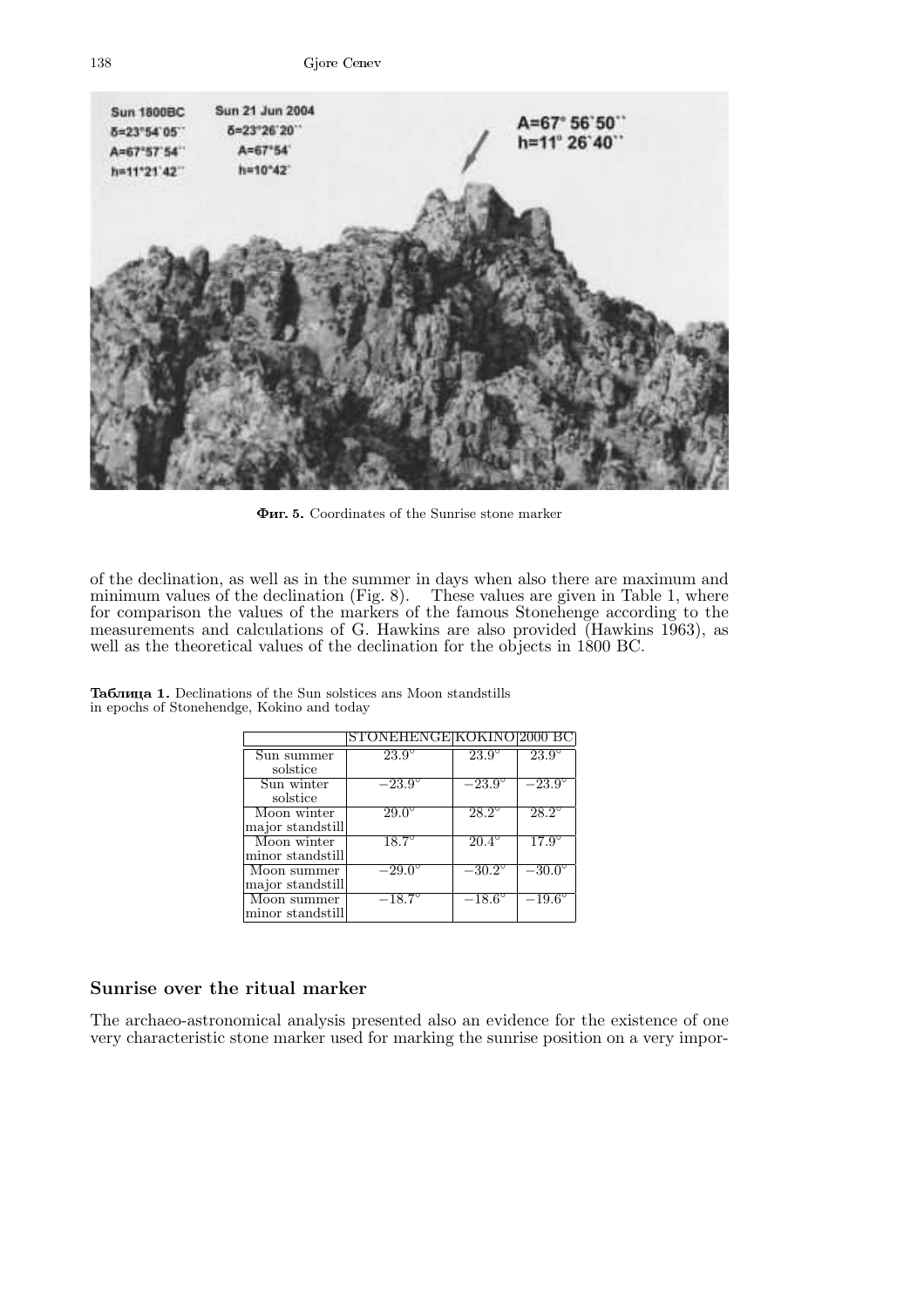Фиг. 5. Coordinates of the Sunrise stone marker

of the declination, as well as in the summer in days when also there are maximum and minimum values of the declination (Fig. 8). These values are given in Table 1, where for comparison the values of the markers of the famous Stonehenge according to the measurements and calculations of G. Hawkins are also provided (Hawkins 1963), as well as the theoretical values of the declination for the objects in 1800 BC.

**Таблица 1.** Declinations of the Sun solstices ans Moon standstills in epochs of Stonehendge, Kokino and today

| | STONEHENGE | KOKINO | 2000 BC |
|---|---|---|---|
| Sun summer solstice | $23.9^{\circ}$ | $23.9^{\circ}$ | $23.9^{\circ}$ |
| Sun winter solstice | $-23.9^{\circ}$ | $-23.9^{\circ}$ | $-23.9^{\circ}$ |
| Moon winter major standstill | $29.0^{\circ}$ | $28.2^{\circ}$ | $28.2^{\circ}$ |
| Moon winter minor standstill | $18.7^{\circ}$ | $20.4^{\circ}$ | $17.9^{\circ}$ |
| Moon summer major standstill | $-29.0^{\circ}$ | $-30.2^{\circ}$ | $-30.0^{\circ}$ |
| Moon summer minor standstill | $-18.7^{\circ}$ | $-18.6^{\circ}$ | $-19.6^{\circ}$ |

## Sunrise over the ritual marker

The archaeo-astronomical analysis presented also an evidence for the existence of one very characteristic stone marker used for marking the sunrise position on a very impor-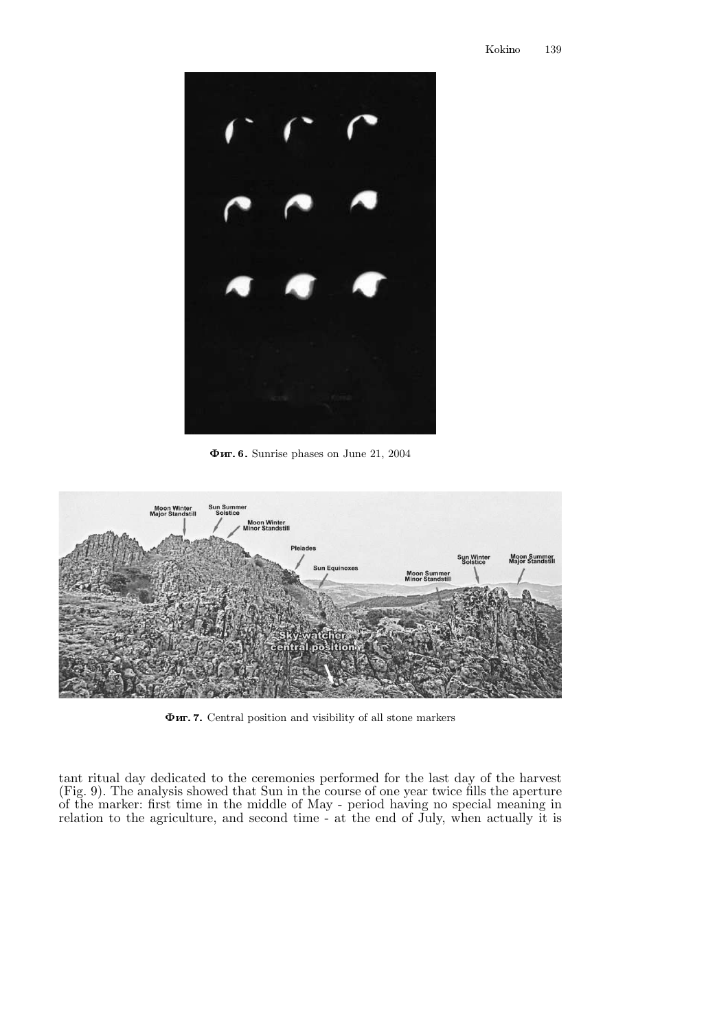Фиг. 6. Sunrise phases on June 21, 2004

Фиг. 7. Central position and visibility of all stone markers

tant ritual day dedicated to the ceremonies performed for the last day of the harvest (Fig. 9). The analysis showed that Sun in the course of one year twice fills the aperture of the marker: first time in the middle of May - period having no special meaning in relation to the agriculture, and second time - at the end of July, when actually it is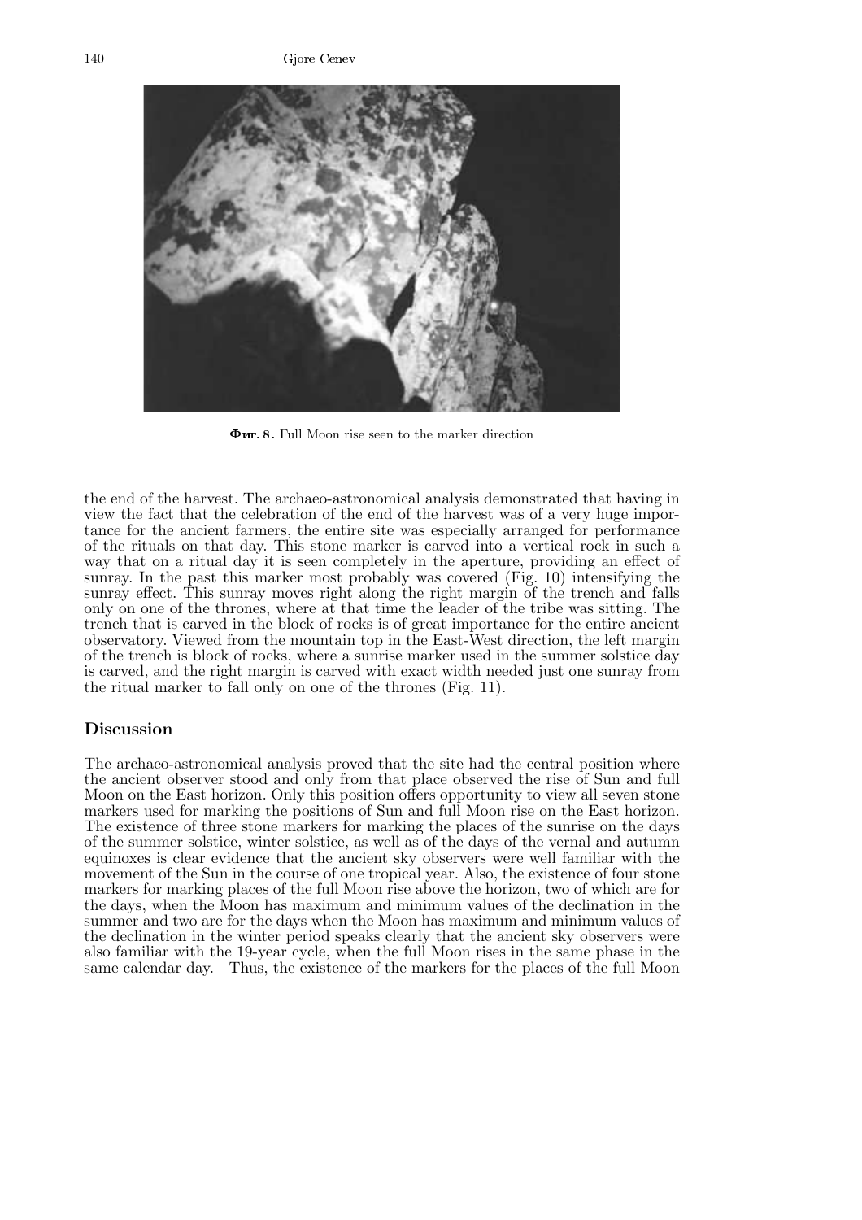**Фиг. 8.** Full Moon rise seen to the marker direction

the end of the harvest. The archaeo-astronomical analysis demonstrated that having in view the fact that the celebration of the end of the harvest was of a very huge importance for the ancient farmers, the entire site was especially arranged for performance of the rituals on that day. This stone marker is carved into a vertical rock in such a way that on a ritual day it is seen completely in the aperture, providing an effect of sunray. In the past this marker most probably was covered (Fig. 10) intensifying the sunray effect. This sunray moves right along the right margin of the trench and falls only on one of the thrones, where at that time the leader of the tribe was sitting. The trench that is carved in the block of rocks is of great importance for the entire ancient observatory. Viewed from the mountain top in the East-West direction, the left margin of the trench is block of rocks, where a sunrise marker used in the summer solstice day is carved, and the right margin is carved with exact width needed just one sunray from the ritual marker to fall only on one of the thrones (Fig. 11).

## Discussion

The archaeo-astronomical analysis proved that the site had the central position where the ancient observer stood and only from that place observed the rise of Sun and full Moon on the East horizon. Only this position offers opportunity to view all seven stone markers used for marking the positions of Sun and full Moon rise on the East horizon. The existence of three stone markers for marking the places of the sunrise on the days of the summer solstice, winter solstice, as well as of the days of the vernal and autumn equinoxes is clear evidence that the ancient sky observers were well familiar with the movement of the Sun in the course of one tropical year. Also, the existence of four stone markers for marking places of the full Moon rise above the horizon, two of which are for the days, when the Moon has maximum and minimum values of the declination in the summer and two are for the days when the Moon has maximum and minimum values of the declination in the winter period speaks clearly that the ancient sky observers were also familiar with the 19-year cycle, when the full Moon rises in the same phase in the same calendar day. Thus, the existence of the markers for the places of the full Moon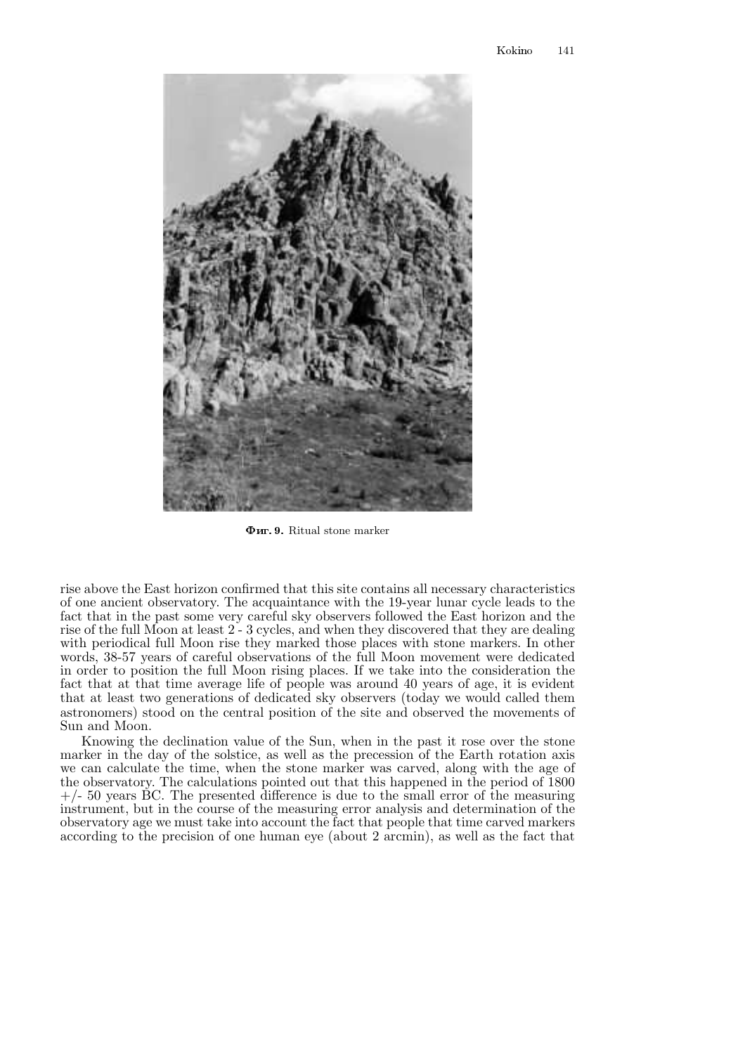Фиг. 9. Ritual stone marker

rise above the East horizon confirmed that this site contains all necessary characteristics of one ancient observatory. The acquaintance with the 19-year lunar cycle leads to the fact that in the past some very careful sky observers followed the East horizon and the rise of the full Moon at least 2 - 3 cycles, and when they discovered that they are dealing with periodical full Moon rise they marked those places with stone markers. In other words, 38-57 years of careful observations of the full Moon movement were dedicated in order to position the full Moon rising places. If we take into the consideration the fact that at that time average life of people was around 40 years of age, it is evident that at least two generations of dedicated sky observers (today we would called them astronomers) stood on the central position of the site and observed the movements of Sun and Moon.

Knowing the declination value of the Sun, when in the past it rose over the stone marker in the day of the solstice, as well as the precession of the Earth rotation axis we can calculate the time, when the stone marker was carved, along with the age of the observatory. The calculations pointed out that this happened in the period of 1800 +/- 50 years BC. The presented difference is due to the small error of the measuring instrument, but in the course of the measuring error analysis and determination of the observatory age we must take into account the fact that people that time carved markers according to the precision of one human eye (about 2 arcmin), as well as the fact that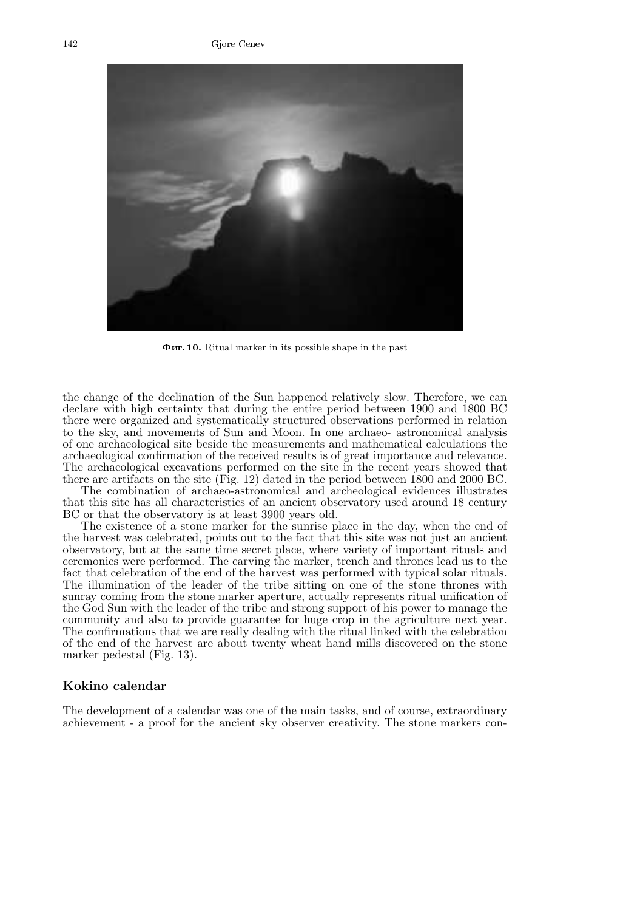**Фиг. 10.** Ritual marker in its possible shape in the past

the change of the declination of the Sun happened relatively slow. Therefore, we can declare with high certainty that during the entire period between 1900 and 1800 BC there were organized and systematically structured observations performed in relation to the sky, and movements of Sun and Moon. In one archaeo- astronomical analysis of one archaeological site beside the measurements and mathematical calculations the archaeological confirmation of the received results is of great importance and relevance. The archaeological excavations performed on the site in the recent years showed that there are artifacts on the site (Fig. 12) dated in the period between 1800 and 2000 BC.

The combination of archaeo-astronomical and archeological evidences illustrates that this site has all characteristics of an ancient observatory used around 18 century BC or that the observatory is at least 3900 years old.

The existence of a stone marker for the sunrise place in the day, when the end of the harvest was celebrated, points out to the fact that this site was not just an ancient observatory, but at the same time secret place, where variety of important rituals and ceremonies were performed. The carving the marker, trench and thrones lead us to the fact that celebration of the end of the harvest was performed with typical solar rituals. The illumination of the leader of the tribe sitting on one of the stone thrones with sunray coming from the stone marker aperture, actually represents ritual unification of the God Sun with the leader of the tribe and strong support of his power to manage the community and also to provide guarantee for huge crop in the agriculture next year. The confirmations that we are really dealing with the ritual linked with the celebration of the end of the harvest are about twenty wheat hand mills discovered on the stone marker pedestal (Fig. 13).

## Kokino calendar

The development of a calendar was one of the main tasks, and of course, extraordinary achievement - a proof for the ancient sky observer creativity. The stone markers con-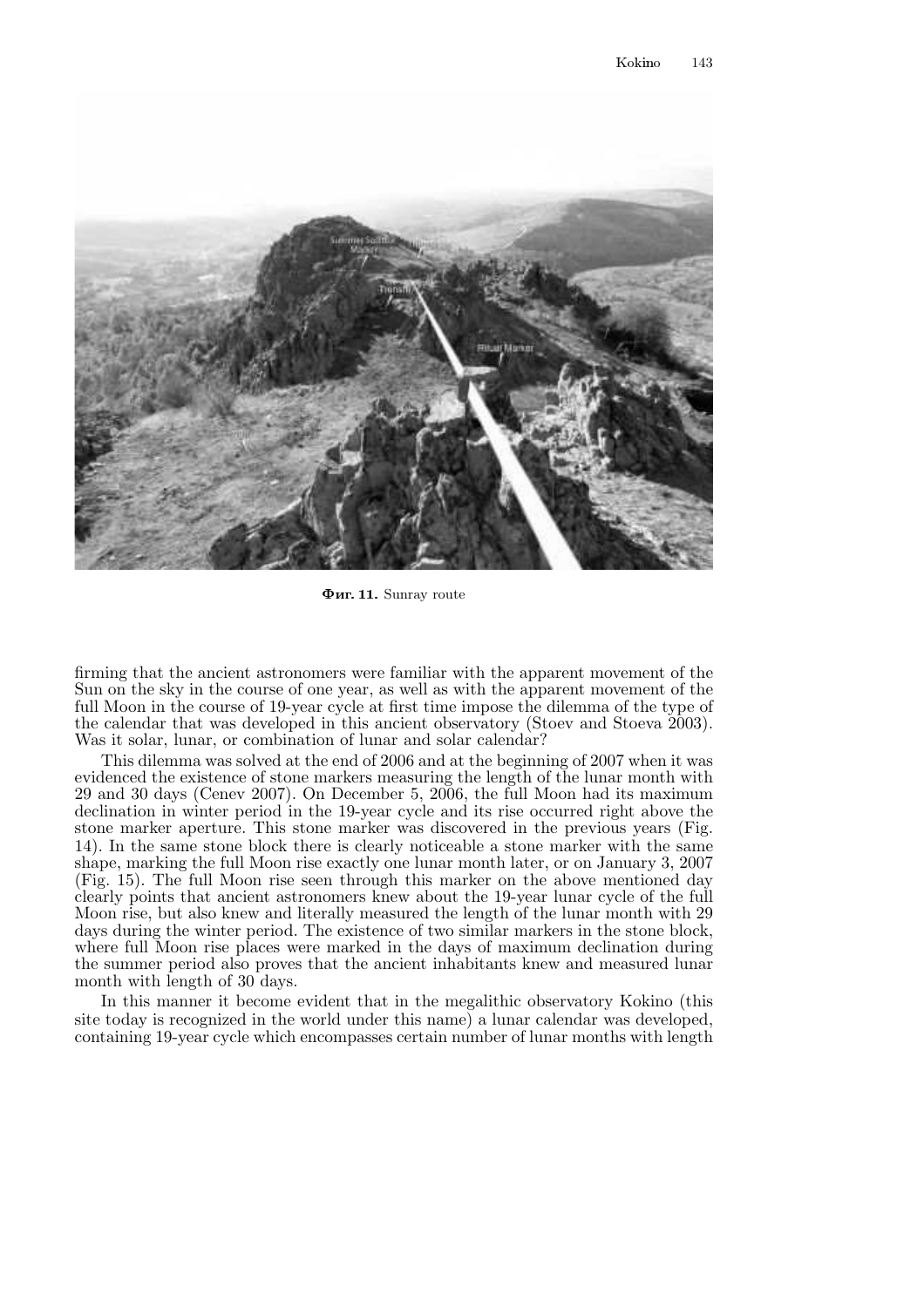**Фиг. 11.** Sunray route

firming that the ancient astronomers were familiar with the apparent movement of the Sun on the sky in the course of one year, as well as with the apparent movement of the full Moon in the course of 19-year cycle at first time impose the dilemma of the type of the calendar that was developed in this ancient observatory (Stoev and Stoeva 2003). Was it solar, lunar, or combination of lunar and solar calendar?

This dilemma was solved at the end of 2006 and at the beginning of 2007 when it was evidenced the existence of stone markers measuring the length of the lunar month with 29 and 30 days (Cenev 2007). On December 5, 2006, the full Moon had its maximum declination in winter period in the 19-year cycle and its rise occurred right above the stone marker aperture. This stone marker was discovered in the previous years (Fig. 14). In the same stone block there is clearly noticeable a stone marker with the same shape, marking the full Moon rise exactly one lunar month later, or on January 3, 2007 (Fig. 15). The full Moon rise seen through this marker on the above mentioned day clearly points that ancient astronomers knew about the 19-year lunar cycle of the full Moon rise, but also knew and literally measured the length of the lunar month with 29 days during the winter period. The existence of two similar markers in the stone block, where full Moon rise places were marked in the days of maximum declination during the summer period also proves that the ancient inhabitants knew and measured lunar month with length of 30 days.

In this manner it become evident that in the megalithic observatory Kokino (this site today is recognized in the world under this name) a lunar calendar was developed, containing 19-year cycle which encompasses certain number of lunar months with length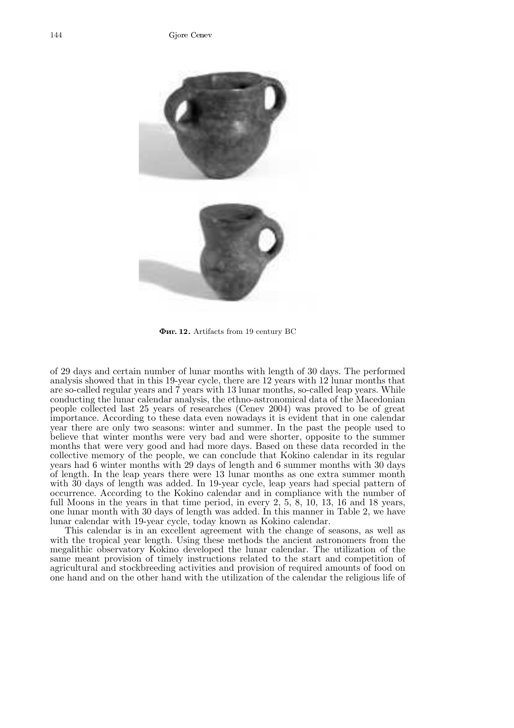Фиг. 12. Artifacts from 19 century BC

of 29 days and certain number of lunar months with length of 30 days. The performed analysis showed that in this 19-year cycle, there are 12 years with 12 lunar months that are so-called regular years and 7 years with 13 lunar months, so-called leap years. While conducting the lunar calendar analysis, the ethno-astronomical data of the Macedonian people collected last 25 years of researches (Cenev 2004) was proved to be of great importance. According to these data even nowadays it is evident that in one calendar year there are only two seasons: winter and summer. In the past the people used to believe that winter months were very bad and were shorter, opposite to the summer months that were very good and had more days. Based on these data recorded in the collective memory of the people, we can conclude that Kokino calendar in its regular years had 6 winter months with 29 days of length and 6 summer months with 30 days of length. In the leap years there were 13 lunar months as one extra summer month with 30 days of length was added. In 19-year cycle, leap years had special pattern of occurrence. According to the Kokino calendar and in compliance with the number of full Moons in the years in that time period, in every 2, 5, 8, 10, 13, 16 and 18 years, one lunar month with 30 days of length was added. In this manner in Table 2, we have lunar calendar with 19-year cycle, today known as Kokino calendar.

This calendar is in an excellent agreement with the change of seasons, as well as with the tropical year length. Using these methods the ancient astronomers from the megalithic observatory Kokino developed the lunar calendar. The utilization of the same meant provision of timely instructions related to the start and competition of agricultural and stockbreeding activities and provision of required amounts of food on one hand and on the other hand with the utilization of the calendar the religious life of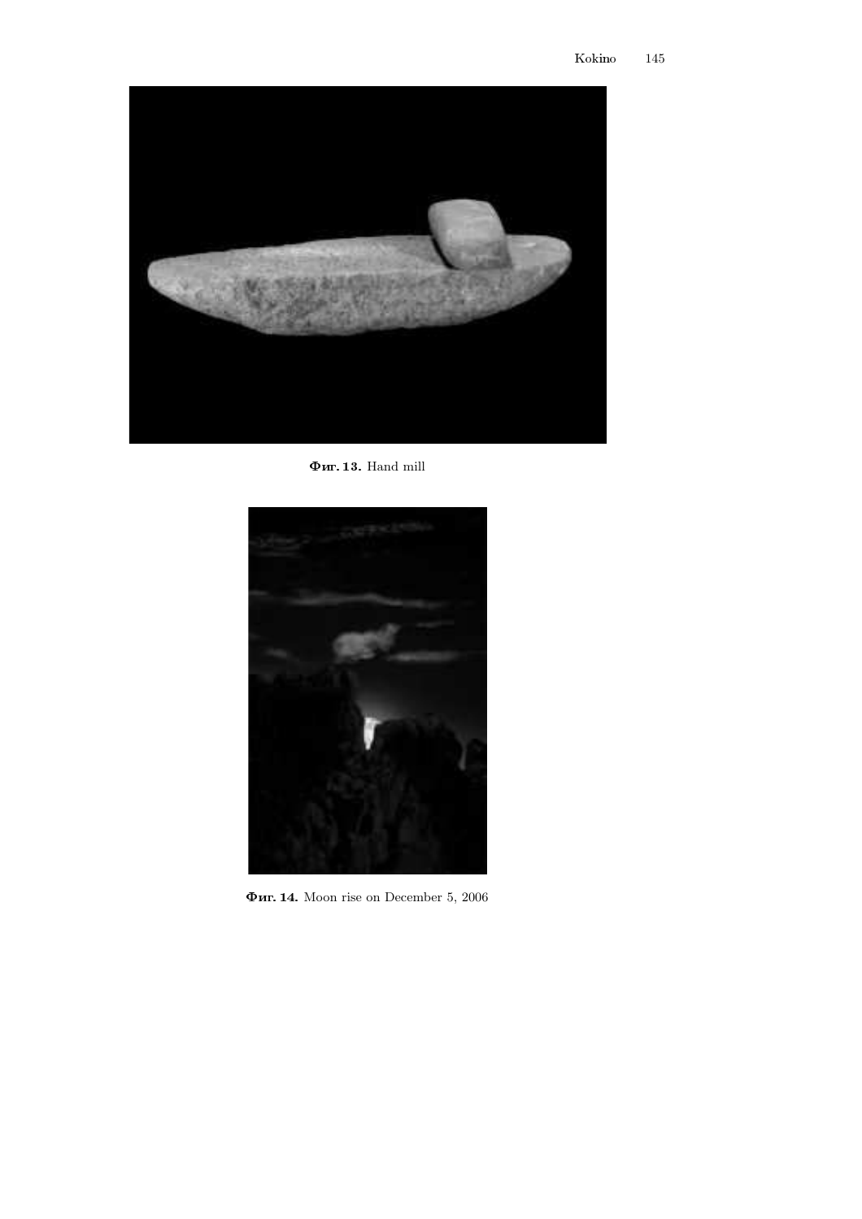**Фиг. 13.** Hand mill

**Фиг. 14.** Moon rise on December 5, 2006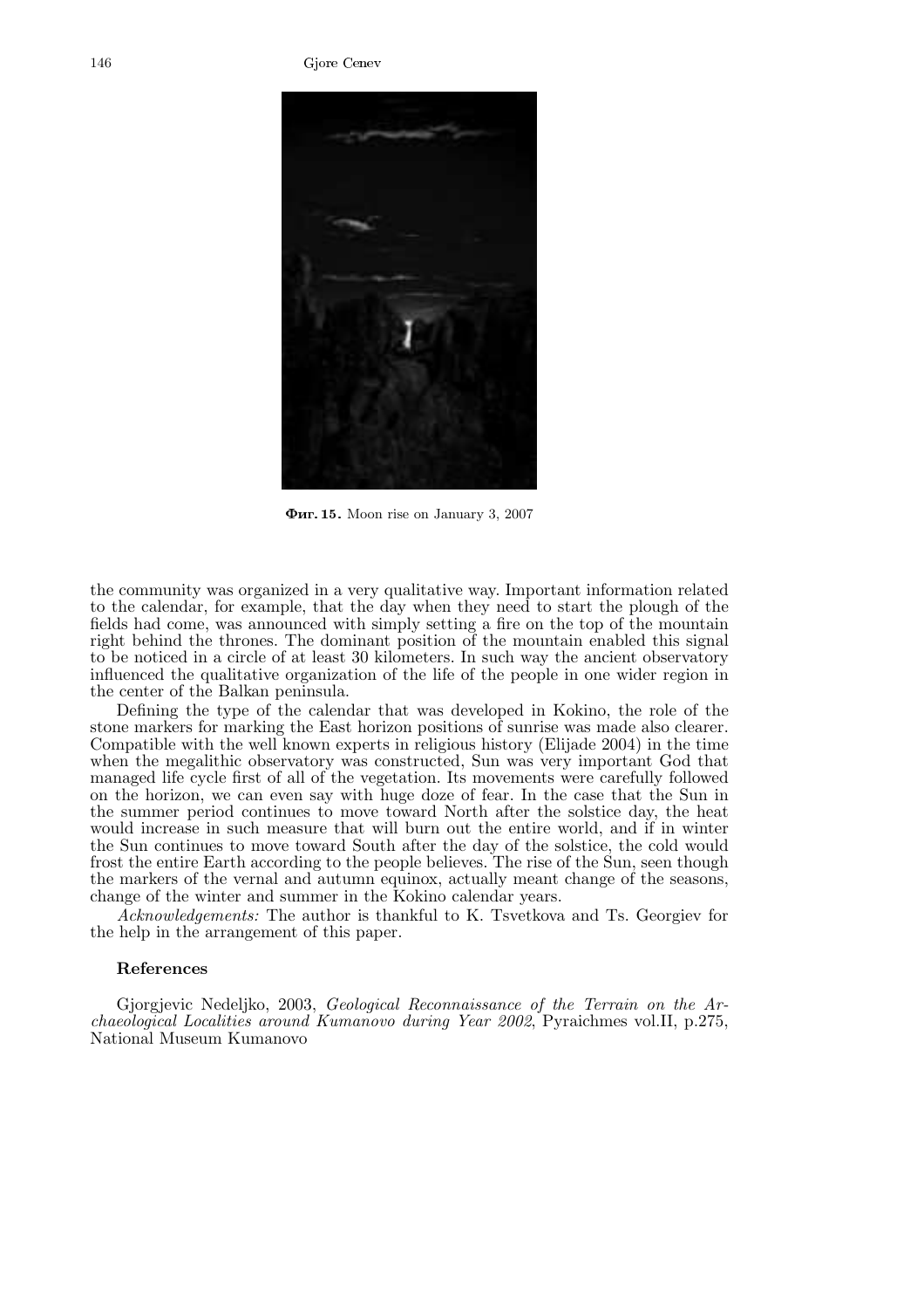Фиг. 15. Moon rise on January 3, 2007

the community was organized in a very qualitative way. Important information related to the calendar, for example, that the day when they need to start the plough of the fields had come, was announced with simply setting a fire on the top of the mountain right behind the thrones. The dominant position of the mountain enabled this signal to be noticed in a circle of at least 30 kilometers. In such way the ancient observatory influenced the qualitative organization of the life of the people in one wider region in the center of the Balkan peninsula.

Defining the type of the calendar that was developed in Kokino, the role of the stone markers for marking the East horizon positions of sunrise was made also clearer. Compatible with the well known experts in religious history (Elijade 2004) in the time when the megalithic observatory was constructed, Sun was very important God that managed life cycle first of all of the vegetation. Its movements were carefully followed on the horizon, we can even say with huge doze of fear. In the case that the Sun in the summer period continues to move toward North after the solstice day, the heat would increase in such measure that will burn out the entire world, and if in winter the Sun continues to move toward South after the day of the solstice, the cold would frost the entire Earth according to the people believes. The rise of the Sun, seen though the markers of the vernal and autumn equinox, actually meant change of the seasons, change of the winter and summer in the Kokino calendar years.

*Acknowledgements:* The author is thankful to K. Tsvetkova and Ts. Georgiev for the help in the arrangement of this paper.

### References

Gjorgjevic Nedeljko, 2003, *Geological Reconnaissance of the Terrain on the Archaeological Localities around Kumanovo during Year 2002*, Pyraichmes vol.II, p.275, National Museum Kumanovo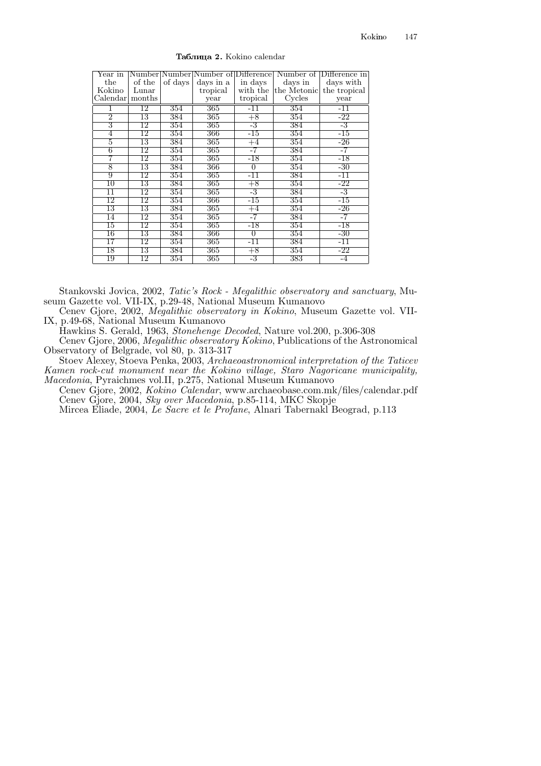**Таблица 2.** Kokino calendar

| Year in the Kokino Calendar | Number of the Lunar months | Number of days | Number of days in a tropical year | Difference in days with the tropical | Number of days in the Metonic Cycles | Difference in days with the tropical year |
|---|---|---|---|---|---|---|
| 1 | 12 | 354 | 365 | -11 | 354 | -11 |
| 2 | 13 | 384 | 365 | +8 | 354 | -22 |
| 3 | 12 | 354 | 365 | -3 | 384 | -3 |
| 4 | 12 | 354 | 366 | -15 | 354 | -15 |
| 5 | 13 | 384 | 365 | +4 | 354 | -26 |
| 6 | 12 | 354 | 365 | -7 | 384 | -7 |
| 7 | 12 | 354 | 365 | -18 | 354 | -18 |
| 8 | 13 | 384 | 366 | 0 | 354 | -30 |
| 9 | 12 | 354 | 365 | -11 | 384 | -11 |
| 10 | 13 | 384 | 365 | +8 | 354 | -22 |
| 11 | 12 | 354 | 365 | -3 | 384 | -3 |
| 12 | 12 | 354 | 366 | -15 | 354 | -15 |
| 13 | 13 | 384 | 365 | +4 | 354 | -26 |
| 14 | 12 | 354 | 365 | -7 | 384 | -7 |
| 15 | 12 | 354 | 365 | -18 | 354 | -18 |
| 16 | 13 | 384 | 366 | 0 | 354 | -30 |
| 17 | 12 | 354 | 365 | -11 | 384 | -11 |
| 18 | 13 | 384 | 365 | +8 | 354 | -22 |
| 19 | 12 | 354 | 365 | -3 | 383 | -4 |

Stankovski Jovica, 2002, *Tatic's Rock - Megalithic observatory and sanctuary*, Museum Gazette vol. VII-IX, p.29-48, National Museum Kumanovo

Cenev Gjore, 2002, *Megalithic observatory in Kokino*, Museum Gazette vol. VII-IX, p.49-68, National Museum Kumanovo

Hawkins S. Gerald, 1963, *Stonehenge Decoded*, Nature vol.200, p.306-308

Cenev Gjore, 2006, *Megalithic observatory Kokino*, Publications of the Astronomical Observatory of Belgrade, vol 80, p. 313-317

Stoev Alexey, Stoeva Penka, 2003, *Archaeoastronomical interpretation of the Taticev Kamen rock-cut monument near the Kokino village, Staro Nagoricane municipality, Macedonia*, Pyraichmes vol.II, p.275, National Museum Kumanovo

Cenev Gjore, 2002, *Kokino Calendar*, www.archaeobase.com.mk/files/calendar.pdf

Cenev Gjore, 2004, *Sky over Macedonia*, p.85-114, MKC Skopje

Mircea Eliade, 2004, *Le Sacre et le Profane*, Alnari Tabernakl Beograd, p.113